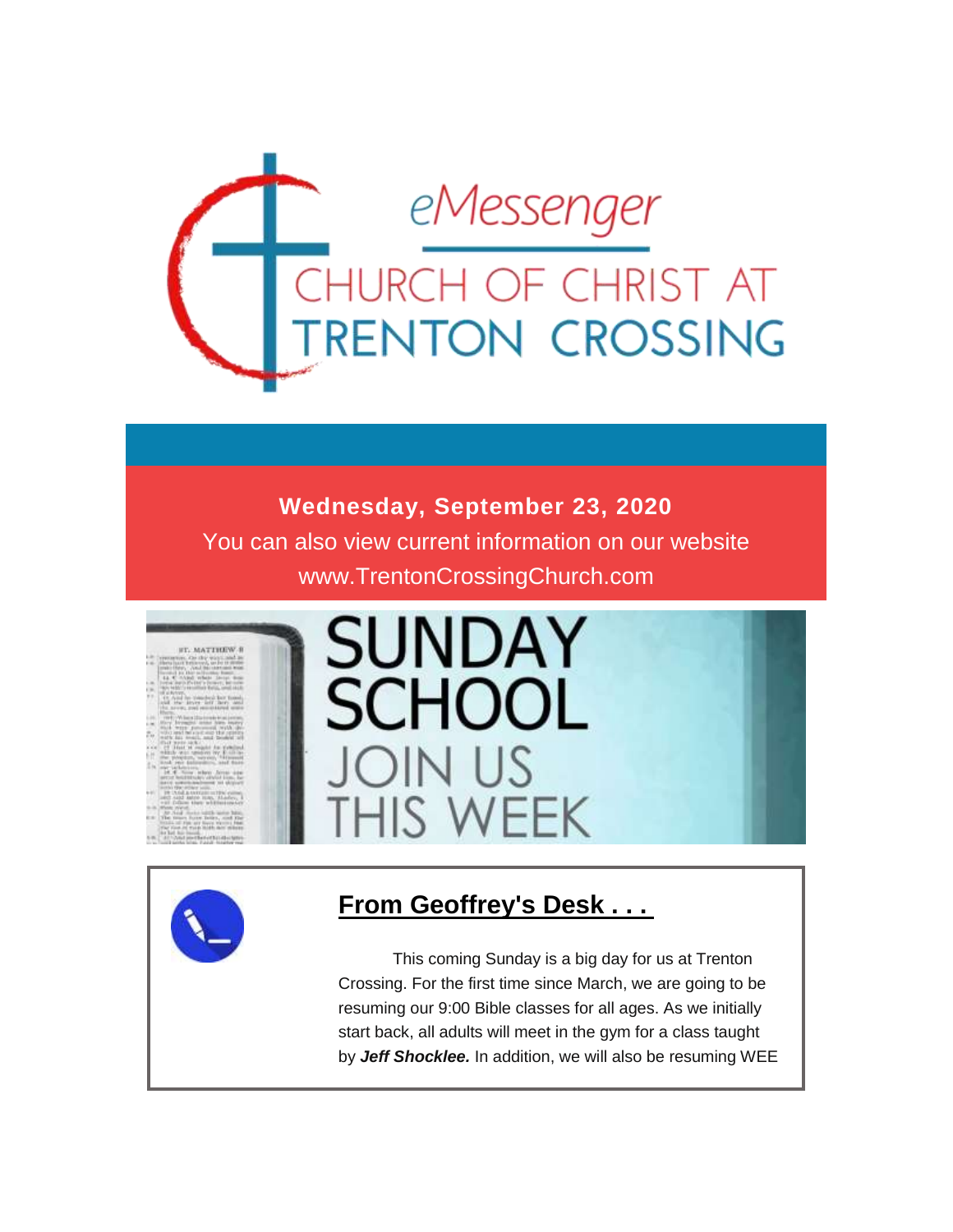# eMessenger

## CHURCH OF CHRIST AT TRENTON CROSSING

**Wednesday, September 23, 2020**

You can also view current information on our website www.TrentonCrossingChurch.com

SUNDAY SCHOOL JOIN US THIS WEEK

## From Geoffrey's Desk . . .

This coming Sunday is a big day for us at Trenton Crossing. For the first time since March, we are going to be resuming our 9:00 Bible classes for all ages. As we initially start back, all adults will meet in the gym for a class taught by ***Jeff Shocklee.*** In addition, we will also be resuming WEE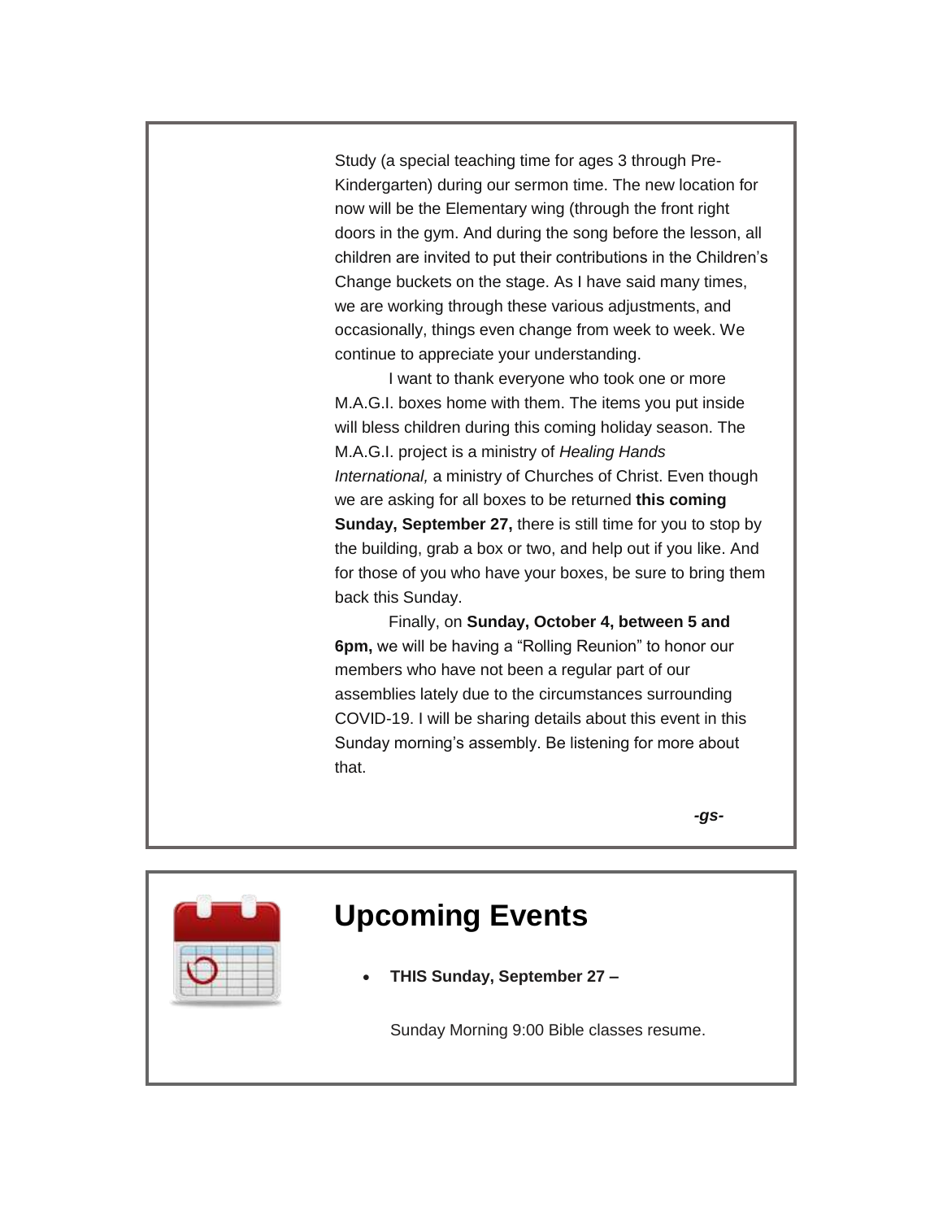Study (a special teaching time for ages 3 through Pre-Kindergarten) during our sermon time. The new location for now will be the Elementary wing (through the front right doors in the gym. And during the song before the lesson, all children are invited to put their contributions in the Children's Change buckets on the stage. As I have said many times, we are working through these various adjustments, and occasionally, things even change from week to week. We continue to appreciate your understanding.

I want to thank everyone who took one or more M.A.G.I. boxes home with them. The items you put inside will bless children during this coming holiday season. The M.A.G.I. project is a ministry of *Healing Hands International,* a ministry of Churches of Christ. Even though we are asking for all boxes to be returned **this coming Sunday, September 27,** there is still time for you to stop by the building, grab a box or two, and help out if you like. And for those of you who have your boxes, be sure to bring them back this Sunday.

Finally, on **Sunday, October 4, between 5 and 6pm,** we will be having a "Rolling Reunion" to honor our members who have not been a regular part of our assemblies lately due to the circumstances surrounding COVID-19. I will be sharing details about this event in this Sunday morning's assembly. Be listening for more about that.

***-gs-***

## Upcoming Events

- **THIS Sunday, September 27 –**

  Sunday Morning 9:00 Bible classes resume.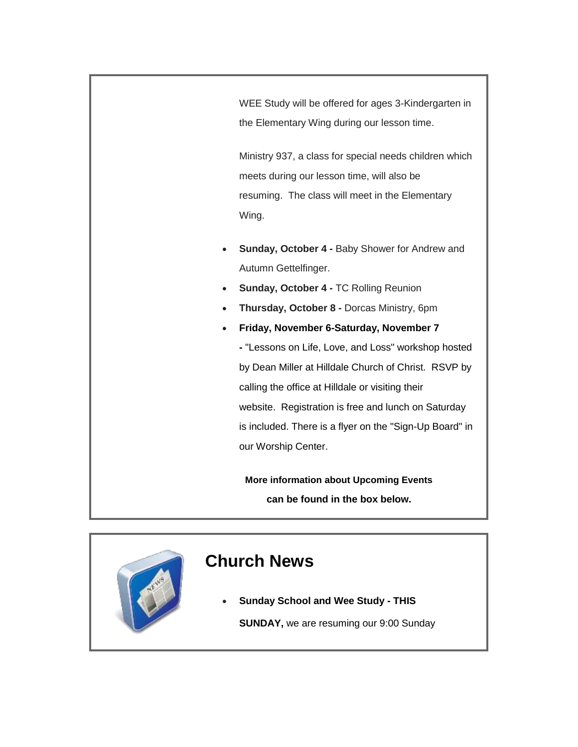WEE Study will be offered for ages 3-Kindergarten in the Elementary Wing during our lesson time.

Ministry 937, a class for special needs children which meets during our lesson time, will also be resuming. The class will meet in the Elementary Wing.

- **Sunday, October 4 -** Baby Shower for Andrew and Autumn Gettelfinger.
- **Sunday, October 4 -** TC Rolling Reunion
- **Thursday, October 8 -** Dorcas Ministry, 6pm
- **Friday, November 6-Saturday, November 7 -** "Lessons on Life, Love, and Loss" workshop hosted by Dean Miller at Hilldale Church of Christ. RSVP by calling the office at Hilldale or visiting their website. Registration is free and lunch on Saturday is included. There is a flyer on the "Sign-Up Board" in our Worship Center.

**More information about Upcoming Events can be found in the box below.**

## Church News

- **Sunday School and Wee Study - THIS SUNDAY,** we are resuming our 9:00 Sunday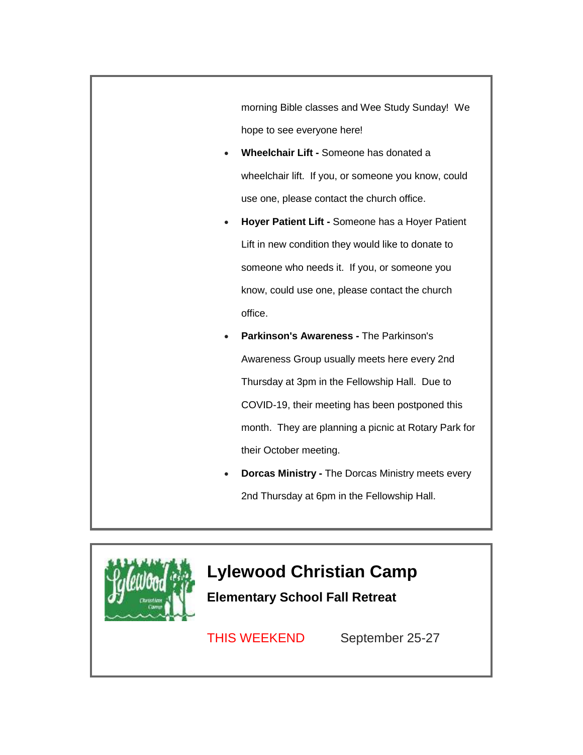morning Bible classes and Wee Study Sunday! We hope to see everyone here!

- **Wheelchair Lift -** Someone has donated a wheelchair lift. If you, or someone you know, could use one, please contact the church office.
- **Hoyer Patient Lift -** Someone has a Hoyer Patient Lift in new condition they would like to donate to someone who needs it. If you, or someone you know, could use one, please contact the church office.
- **Parkinson's Awareness -** The Parkinson's Awareness Group usually meets here every 2nd Thursday at 3pm in the Fellowship Hall. Due to COVID-19, their meeting has been postponed this month. They are planning a picnic at Rotary Park for their October meeting.
- **Dorcas Ministry -** The Dorcas Ministry meets every 2nd Thursday at 6pm in the Fellowship Hall.

# Lylewood Christian Camp

### Elementary School Fall Retreat

THIS WEEKEND September 25-27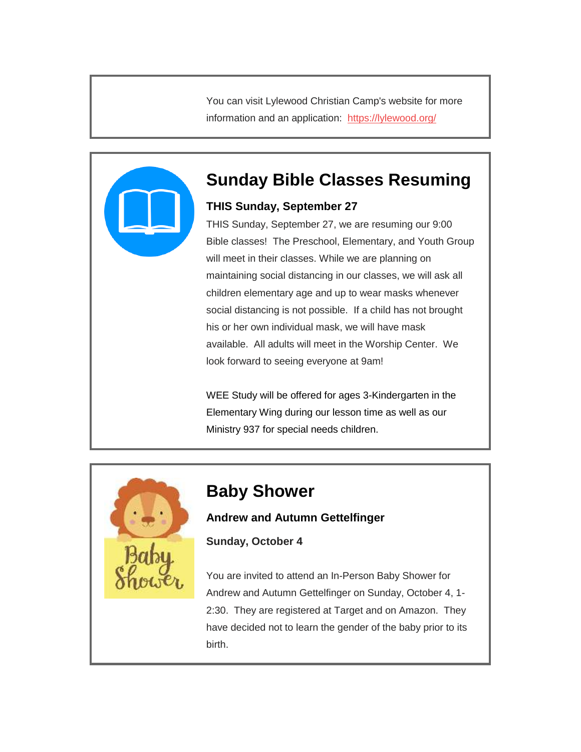You can visit Lylewood Christian Camp's website for more information and an application: [https://lylewood.org/](https://lylewood.org/)

## Sunday Bible Classes Resuming

**THIS Sunday, September 27**

THIS Sunday, September 27, we are resuming our 9:00 Bible classes! The Preschool, Elementary, and Youth Group will meet in their classes. While we are planning on maintaining social distancing in our classes, we will ask all children elementary age and up to wear masks whenever social distancing is not possible. If a child has not brought his or her own individual mask, we will have mask available. All adults will meet in the Worship Center. We look forward to seeing everyone at 9am!

WEE Study will be offered for ages 3-Kindergarten in the Elementary Wing during our lesson time as well as our Ministry 937 for special needs children.

## Baby Shower

**Andrew and Autumn Gettelfinger**

**Sunday, October 4**

You are invited to attend an In-Person Baby Shower for Andrew and Autumn Gettelfinger on Sunday, October 4, 1-2:30. They are registered at Target and on Amazon. They have decided not to learn the gender of the baby prior to its birth.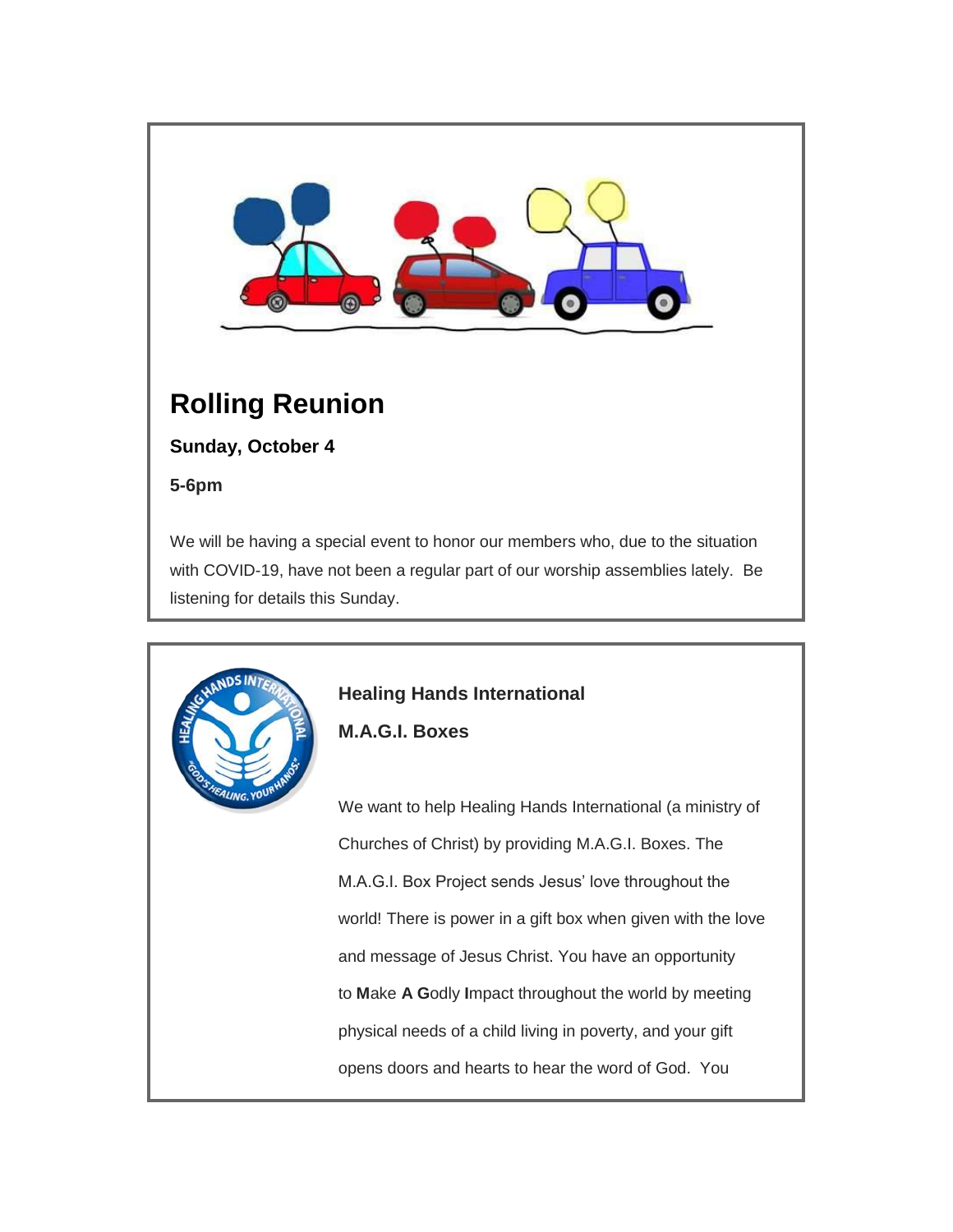## Rolling Reunion

**Sunday, October 4**

**5-6pm**

We will be having a special event to honor our members who, due to the situation with COVID-19, have not been a regular part of our worship assemblies lately. Be listening for details this Sunday.

**Healing Hands International**

**M.A.G.I. Boxes**

We want to help Healing Hands International (a ministry of Churches of Christ) by providing M.A.G.I. Boxes. The M.A.G.I. Box Project sends Jesus' love throughout the world! There is power in a gift box when given with the love and message of Jesus Christ. You have an opportunity to **M**ake **A G**odly **I**mpact throughout the world by meeting physical needs of a child living in poverty, and your gift opens doors and hearts to hear the word of God. You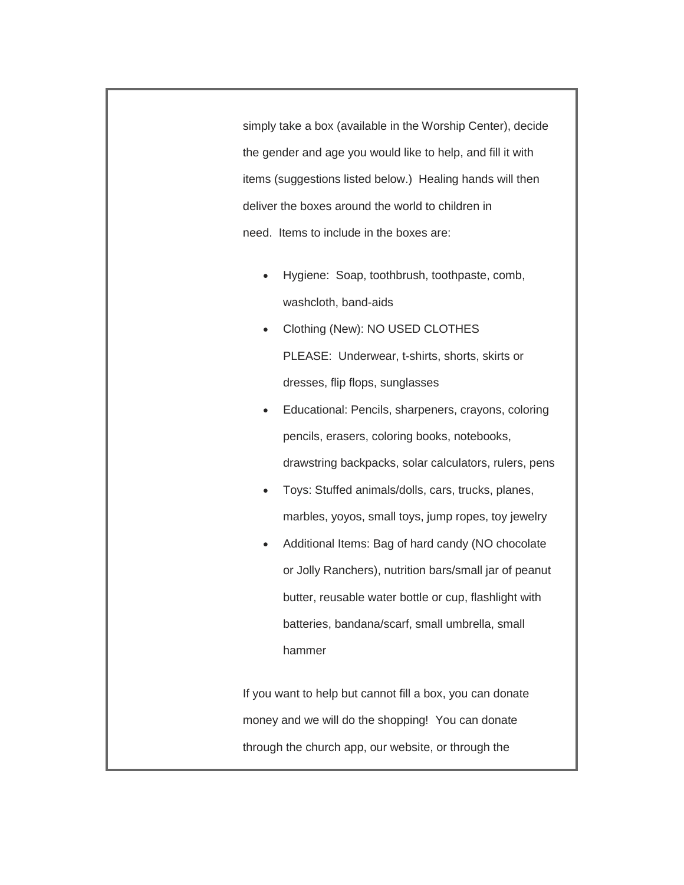simply take a box (available in the Worship Center), decide the gender and age you would like to help, and fill it with items (suggestions listed below.) Healing hands will then deliver the boxes around the world to children in need. Items to include in the boxes are:

- Hygiene: Soap, toothbrush, toothpaste, comb, washcloth, band-aids
- Clothing (New): NO USED CLOTHES PLEASE: Underwear, t-shirts, shorts, skirts or dresses, flip flops, sunglasses
- Educational: Pencils, sharpeners, crayons, coloring pencils, erasers, coloring books, notebooks, drawstring backpacks, solar calculators, rulers, pens
- Toys: Stuffed animals/dolls, cars, trucks, planes, marbles, yoyos, small toys, jump ropes, toy jewelry
- Additional Items: Bag of hard candy (NO chocolate or Jolly Ranchers), nutrition bars/small jar of peanut butter, reusable water bottle or cup, flashlight with batteries, bandana/scarf, small umbrella, small hammer

If you want to help but cannot fill a box, you can donate money and we will do the shopping! You can donate through the church app, our website, or through the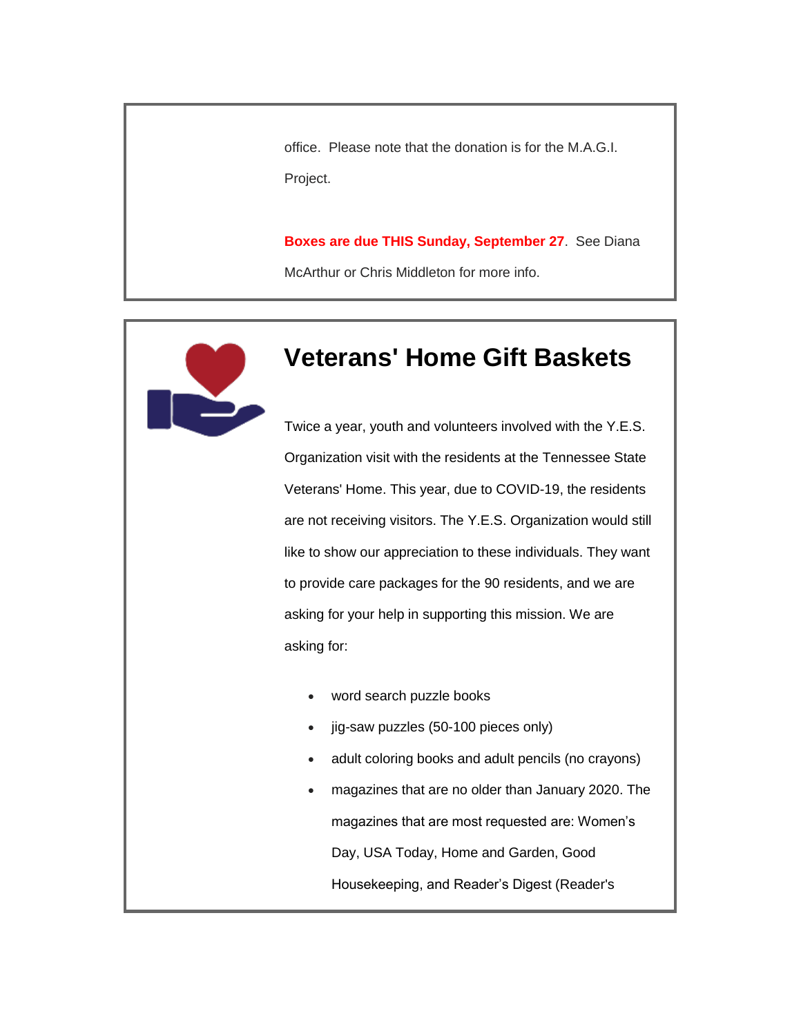office.  Please note that the donation is for the M.A.G.I. Project.

**Boxes are due THIS Sunday, September 27**.  See Diana McArthur or Chris Middleton for more info.

# Veterans' Home Gift Baskets

Twice a year, youth and volunteers involved with the Y.E.S. Organization visit with the residents at the Tennessee State Veterans' Home. This year, due to COVID-19, the residents are not receiving visitors. The Y.E.S. Organization would still like to show our appreciation to these individuals. They want to provide care packages for the 90 residents, and we are asking for your help in supporting this mission. We are asking for:

- word search puzzle books
- jig-saw puzzles (50-100 pieces only)
- adult coloring books and adult pencils (no crayons)
- magazines that are no older than January 2020. The magazines that are most requested are: Women's Day, USA Today, Home and Garden, Good Housekeeping, and Reader's Digest (Reader's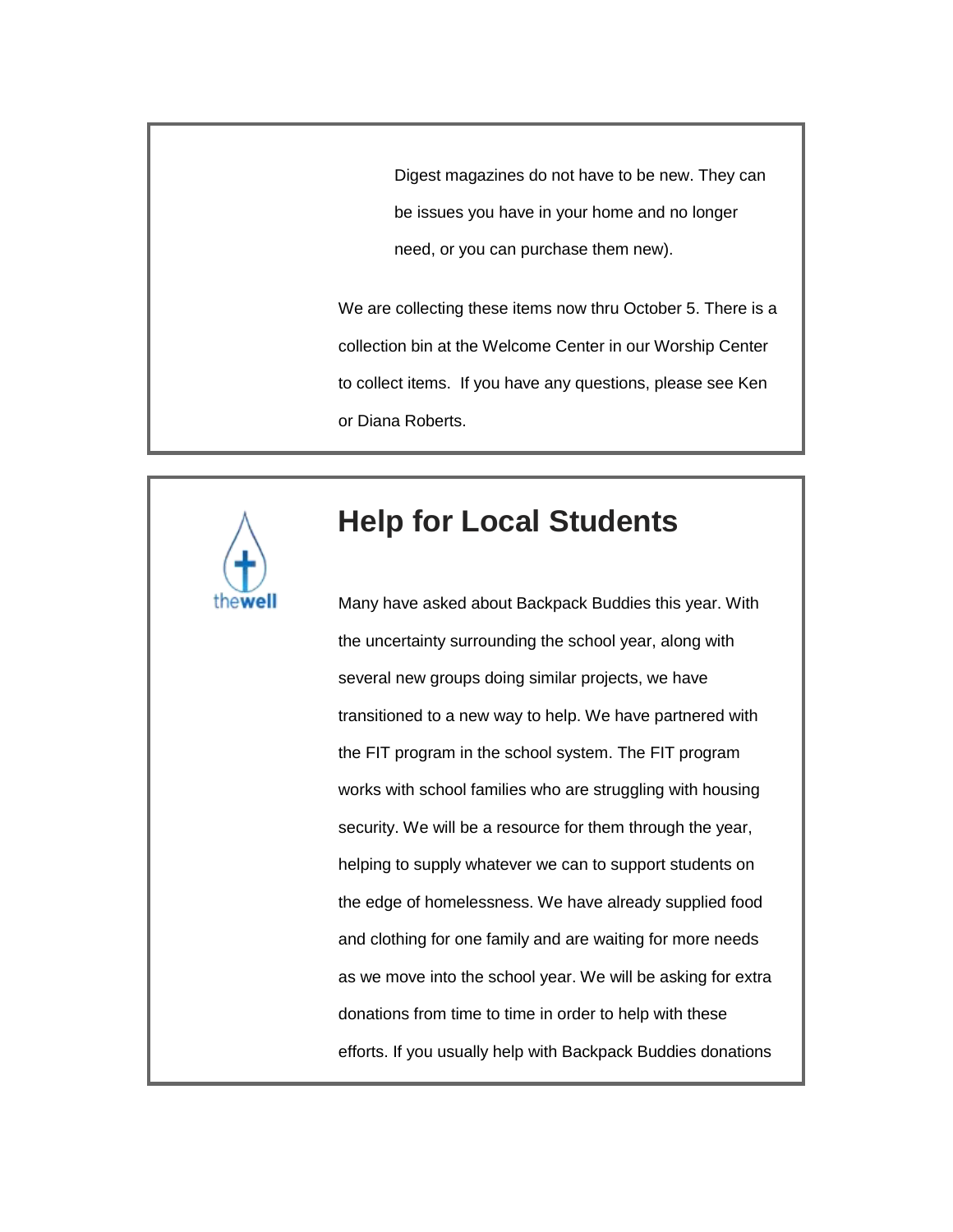Digest magazines do not have to be new. They can be issues you have in your home and no longer need, or you can purchase them new).

We are collecting these items now thru October 5. There is a collection bin at the Welcome Center in our Worship Center to collect items. If you have any questions, please see Ken or Diana Roberts.

## Help for Local Students

Many have asked about Backpack Buddies this year. With the uncertainty surrounding the school year, along with several new groups doing similar projects, we have transitioned to a new way to help. We have partnered with the FIT program in the school system. The FIT program works with school families who are struggling with housing security. We will be a resource for them through the year, helping to supply whatever we can to support students on the edge of homelessness. We have already supplied food and clothing for one family and are waiting for more needs as we move into the school year. We will be asking for extra donations from time to time in order to help with these efforts. If you usually help with Backpack Buddies donations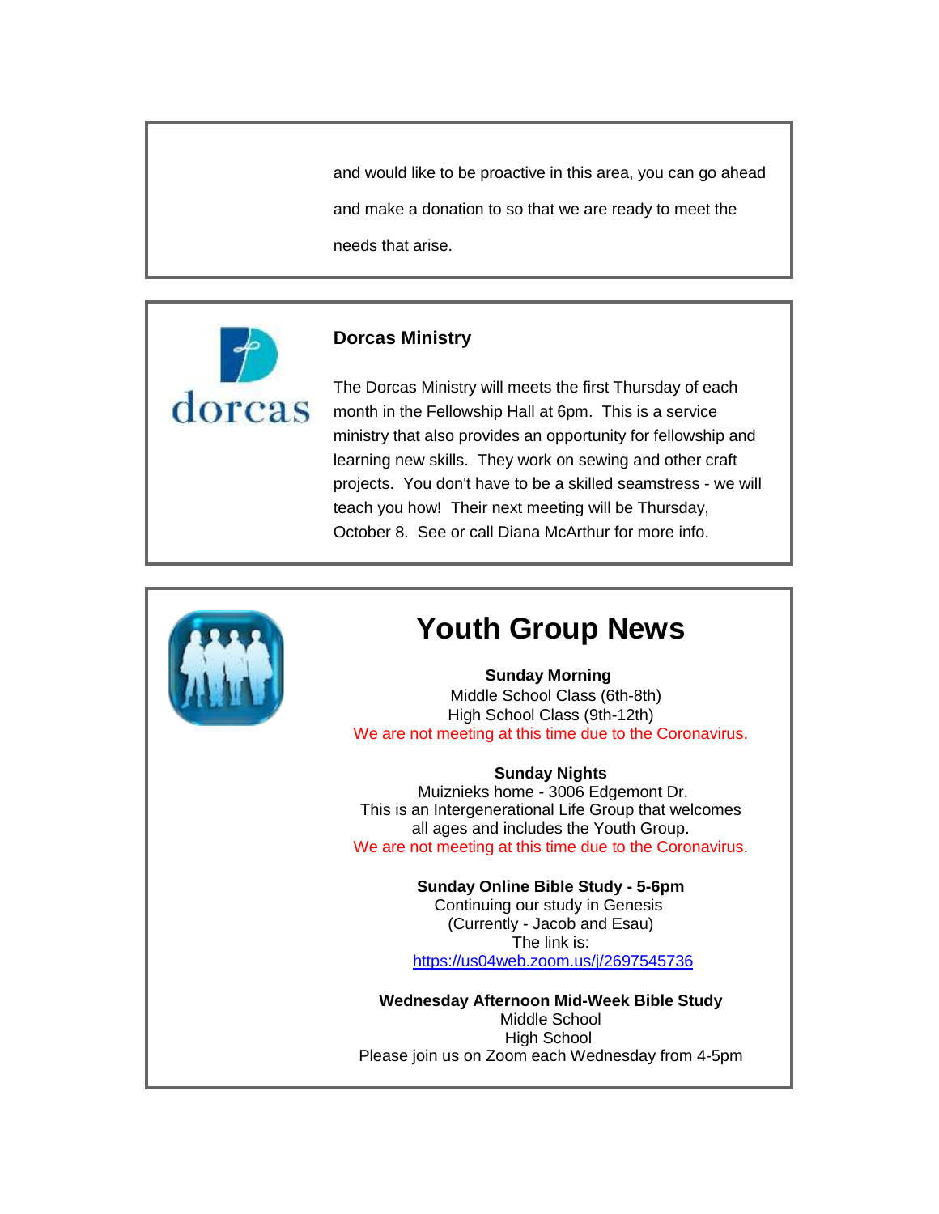and would like to be proactive in this area, you can go ahead and make a donation to so that we are ready to meet the needs that arise.

### Dorcas Ministry

The Dorcas Ministry will meets the first Thursday of each month in the Fellowship Hall at 6pm. This is a service ministry that also provides an opportunity for fellowship and learning new skills. They work on sewing and other craft projects. You don't have to be a skilled seamstress - we will teach you how! Their next meeting will be Thursday, October 8. See or call Diana McArthur for more info.

# Youth Group News

**Sunday Morning**
Middle School Class (6th-8th)
High School Class (9th-12th)
We are not meeting at this time due to the Coronavirus.

**Sunday Nights**
Muiznieks home - 3006 Edgemont Dr.
This is an Intergenerational Life Group that welcomes all ages and includes the Youth Group.
We are not meeting at this time due to the Coronavirus.

**Sunday Online Bible Study - 5-6pm**
Continuing our study in Genesis
(Currently - Jacob and Esau)
The link is:
https://us04web.zoom.us/j/2697545736

**Wednesday Afternoon Mid-Week Bible Study**
Middle School
High School
Please join us on Zoom each Wednesday from 4-5pm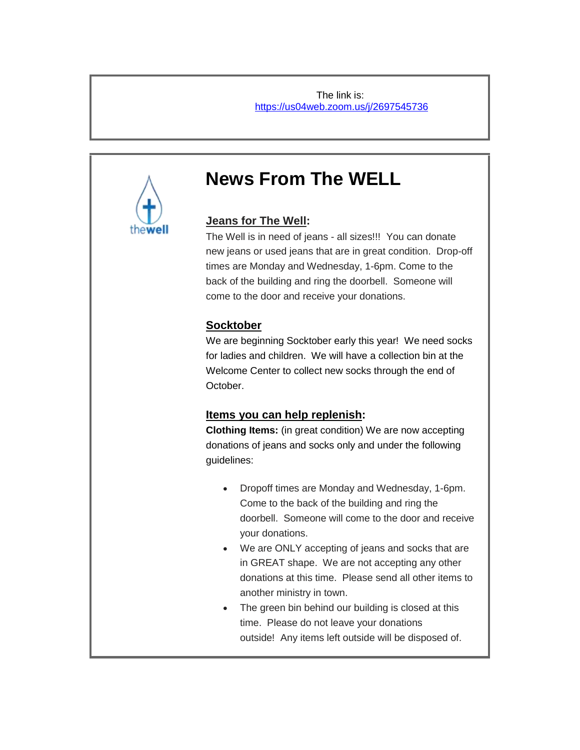The link is:
https://us04web.zoom.us/j/2697545736

# News From The WELL

thewell

**Jeans for The Well:**

The Well is in need of jeans - all sizes!!! You can donate new jeans or used jeans that are in great condition. Drop-off times are Monday and Wednesday, 1-6pm. Come to the back of the building and ring the doorbell. Someone will come to the door and receive your donations.

**Socktober**

We are beginning Socktober early this year! We need socks for ladies and children. We will have a collection bin at the Welcome Center to collect new socks through the end of October.

**Items you can help replenish:**

**Clothing Items:** (in great condition) We are now accepting donations of jeans and socks only and under the following guidelines:

- Dropoff times are Monday and Wednesday, 1-6pm. Come to the back of the building and ring the doorbell. Someone will come to the door and receive your donations.
- We are ONLY accepting of jeans and socks that are in GREAT shape. We are not accepting any other donations at this time. Please send all other items to another ministry in town.
- The green bin behind our building is closed at this time. Please do not leave your donations outside! Any items left outside will be disposed of.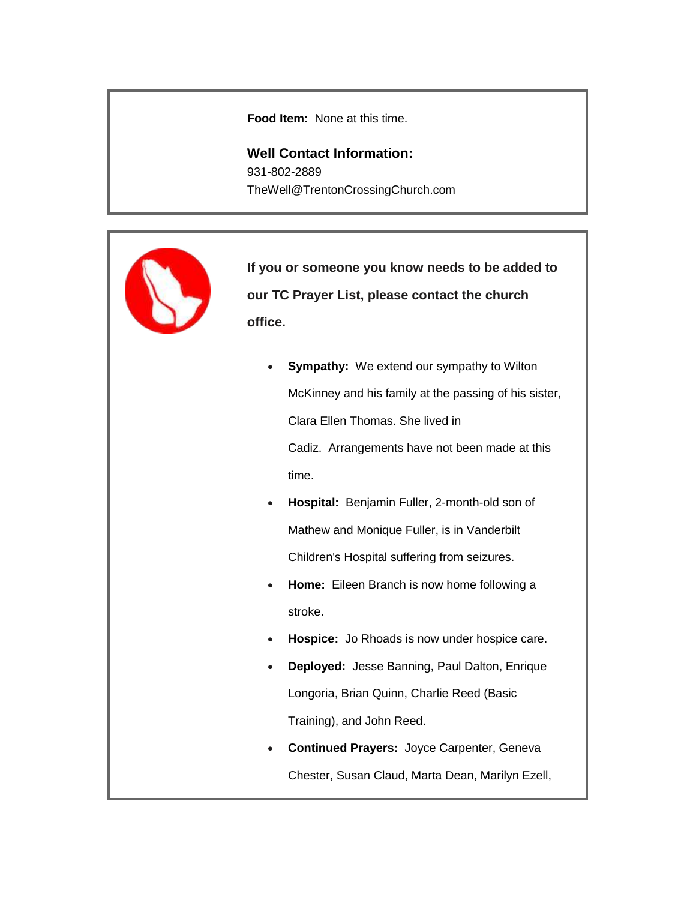**Food Item:** None at this time.

**Well Contact Information:**

931-802-2889

TheWell@TrentonCrossingChurch.com

**If you or someone you know needs to be added to our TC Prayer List, please contact the church office.**

- **Sympathy:** We extend our sympathy to Wilton McKinney and his family at the passing of his sister, Clara Ellen Thomas. She lived in Cadiz. Arrangements have not been made at this time.
- **Hospital:** Benjamin Fuller, 2-month-old son of Mathew and Monique Fuller, is in Vanderbilt Children's Hospital suffering from seizures.
- **Home:** Eileen Branch is now home following a stroke.
- **Hospice:** Jo Rhoads is now under hospice care.
- **Deployed:** Jesse Banning, Paul Dalton, Enrique Longoria, Brian Quinn, Charlie Reed (Basic Training), and John Reed.
- **Continued Prayers:** Joyce Carpenter, Geneva Chester, Susan Claud, Marta Dean, Marilyn Ezell,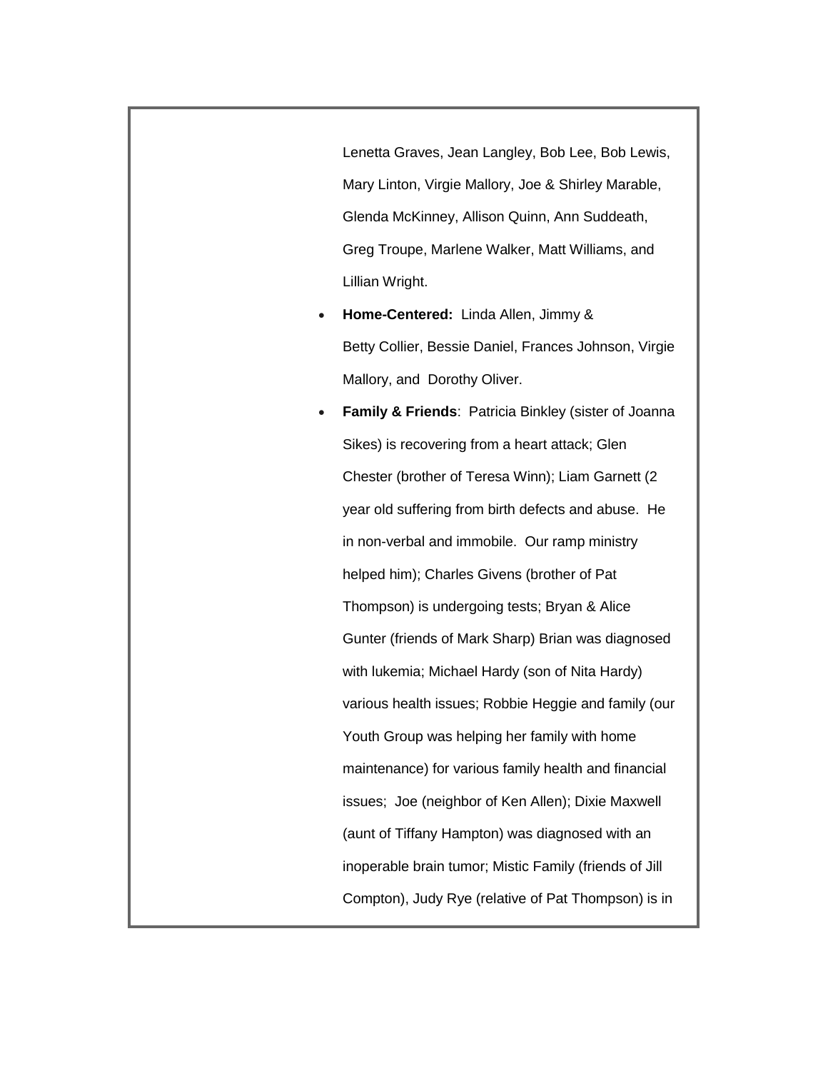Lenetta Graves, Jean Langley, Bob Lee, Bob Lewis, Mary Linton, Virgie Mallory, Joe & Shirley Marable, Glenda McKinney, Allison Quinn, Ann Suddeath, Greg Troupe, Marlene Walker, Matt Williams, and Lillian Wright.

- **Home-Centered:** Linda Allen, Jimmy & Betty Collier, Bessie Daniel, Frances Johnson, Virgie Mallory, and Dorothy Oliver.
- **Family & Friends**: Patricia Binkley (sister of Joanna Sikes) is recovering from a heart attack; Glen Chester (brother of Teresa Winn); Liam Garnett (2 year old suffering from birth defects and abuse. He in non-verbal and immobile. Our ramp ministry helped him); Charles Givens (brother of Pat Thompson) is undergoing tests; Bryan & Alice Gunter (friends of Mark Sharp) Brian was diagnosed with lukemia; Michael Hardy (son of Nita Hardy) various health issues; Robbie Heggie and family (our Youth Group was helping her family with home maintenance) for various family health and financial issues; Joe (neighbor of Ken Allen); Dixie Maxwell (aunt of Tiffany Hampton) was diagnosed with an inoperable brain tumor; Mistic Family (friends of Jill Compton), Judy Rye (relative of Pat Thompson) is in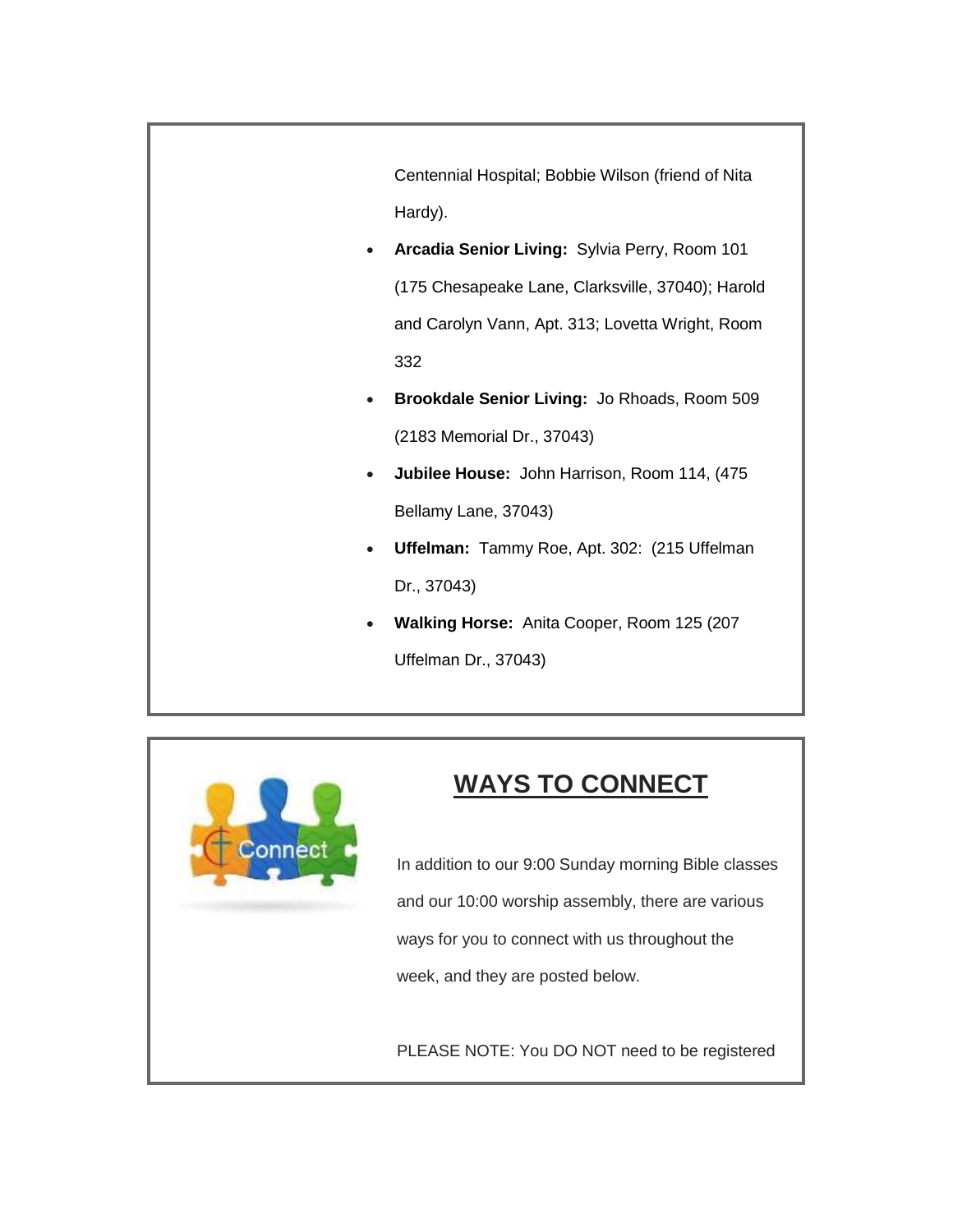Centennial Hospital; Bobbie Wilson (friend of Nita Hardy).

- **Arcadia Senior Living:** Sylvia Perry, Room 101 (175 Chesapeake Lane, Clarksville, 37040); Harold and Carolyn Vann, Apt. 313; Lovetta Wright, Room 332
- **Brookdale Senior Living:** Jo Rhoads, Room 509 (2183 Memorial Dr., 37043)
- **Jubilee House:** John Harrison, Room 114, (475 Bellamy Lane, 37043)
- **Uffelman:** Tammy Roe, Apt. 302: (215 Uffelman Dr., 37043)
- **Walking Horse:** Anita Cooper, Room 125 (207 Uffelman Dr., 37043)

## WAYS TO CONNECT

In addition to our 9:00 Sunday morning Bible classes and our 10:00 worship assembly, there are various ways for you to connect with us throughout the week, and they are posted below.

PLEASE NOTE: You DO NOT need to be registered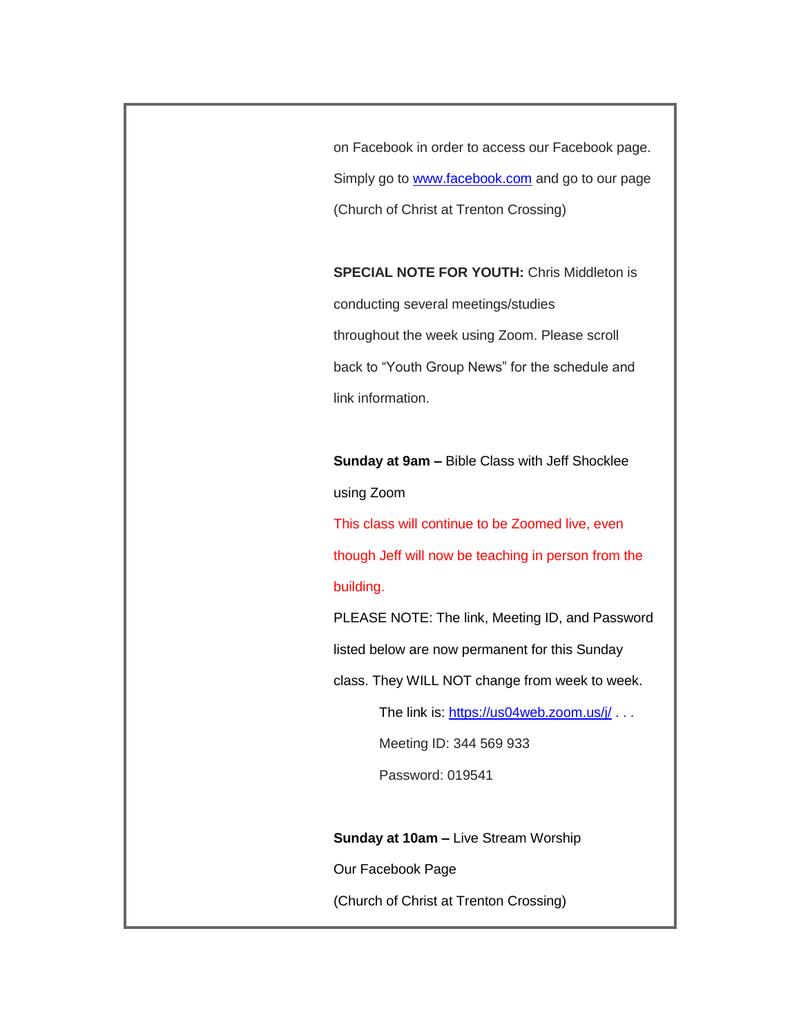on Facebook in order to access our Facebook page. Simply go to [www.facebook.com](http://www.facebook.com) and go to our page (Church of Christ at Trenton Crossing)

**SPECIAL NOTE FOR YOUTH:** Chris Middleton is conducting several meetings/studies throughout the week using Zoom. Please scroll back to "Youth Group News" for the schedule and link information.

**Sunday at 9am –** Bible Class with Jeff Shocklee using Zoom

This class will continue to be Zoomed live, even though Jeff will now be teaching in person from the building.

PLEASE NOTE: The link, Meeting ID, and Password listed below are now permanent for this Sunday class. They WILL NOT change from week to week.

> The link is: [https://us04web.zoom.us/j/](https://us04web.zoom.us/j/) . . .
>
> Meeting ID: 344 569 933
>
> Password: 019541

**Sunday at 10am –** Live Stream Worship

Our Facebook Page

(Church of Christ at Trenton Crossing)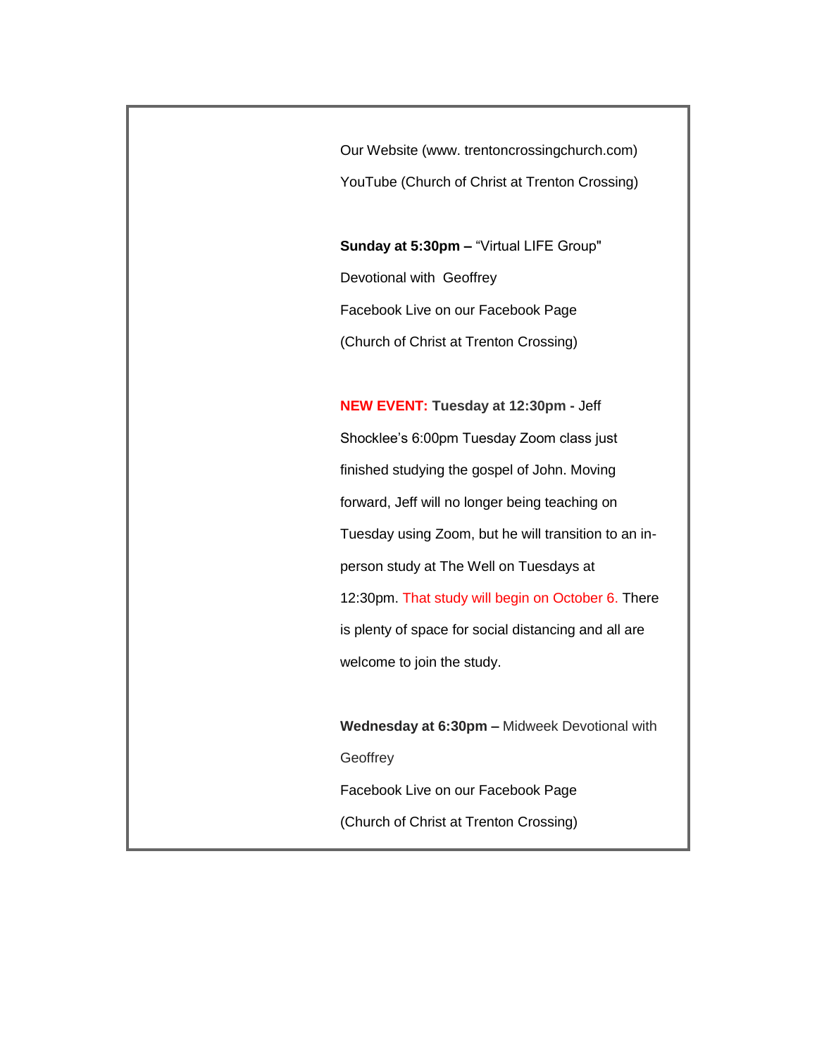Our Website (www. trentoncrossingchurch.com)

YouTube (Church of Christ at Trenton Crossing)

**Sunday at 5:30pm –** "Virtual LIFE Group"

Devotional with Geoffrey

Facebook Live on our Facebook Page

(Church of Christ at Trenton Crossing)

**NEW EVENT: Tuesday at 12:30pm** - Jeff Shocklee's 6:00pm Tuesday Zoom class just finished studying the gospel of John. Moving forward, Jeff will no longer being teaching on Tuesday using Zoom, but he will transition to an in-person study at The Well on Tuesdays at 12:30pm. That study will begin on October 6. There is plenty of space for social distancing and all are welcome to join the study.

**Wednesday at 6:30pm –** Midweek Devotional with Geoffrey

Facebook Live on our Facebook Page

(Church of Christ at Trenton Crossing)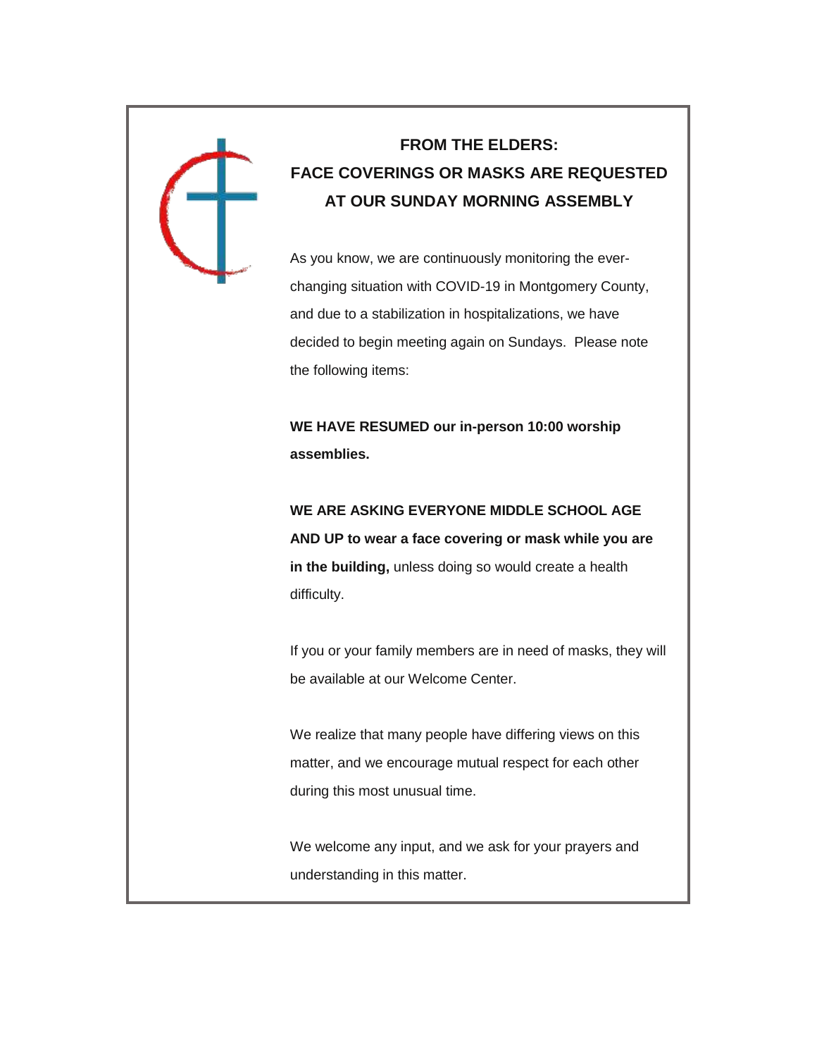## FROM THE ELDERS:
## FACE COVERINGS OR MASKS ARE REQUESTED AT OUR SUNDAY MORNING ASSEMBLY

As you know, we are continuously monitoring the ever-changing situation with COVID-19 in Montgomery County, and due to a stabilization in hospitalizations, we have decided to begin meeting again on Sundays. Please note the following items:

**WE HAVE RESUMED our in-person 10:00 worship assemblies.**

**WE ARE ASKING EVERYONE MIDDLE SCHOOL AGE AND UP to wear a face covering or mask while you are in the building,** unless doing so would create a health difficulty.

If you or your family members are in need of masks, they will be available at our Welcome Center.

We realize that many people have differing views on this matter, and we encourage mutual respect for each other during this most unusual time.

We welcome any input, and we ask for your prayers and understanding in this matter.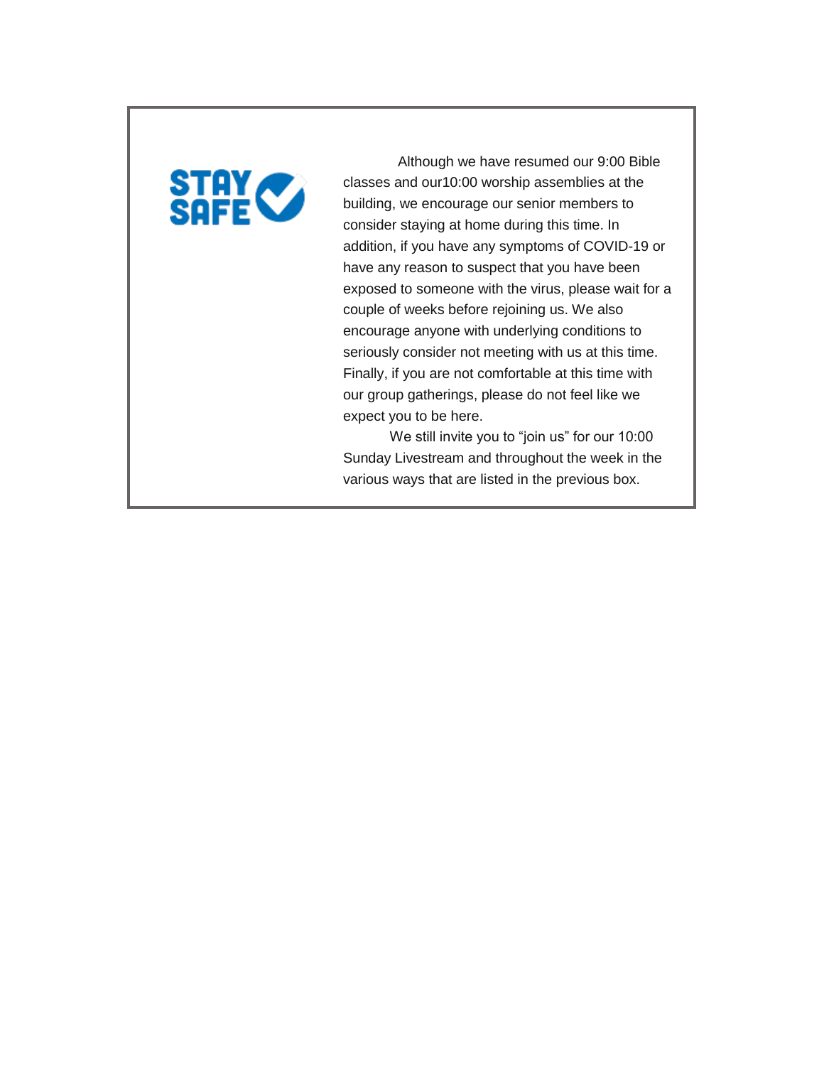STAY SAFE

Although we have resumed our 9:00 Bible classes and our10:00 worship assemblies at the building, we encourage our senior members to consider staying at home during this time. In addition, if you have any symptoms of COVID-19 or have any reason to suspect that you have been exposed to someone with the virus, please wait for a couple of weeks before rejoining us. We also encourage anyone with underlying conditions to seriously consider not meeting with us at this time. Finally, if you are not comfortable at this time with our group gatherings, please do not feel like we expect you to be here.

We still invite you to “join us” for our 10:00 Sunday Livestream and throughout the week in the various ways that are listed in the previous box.